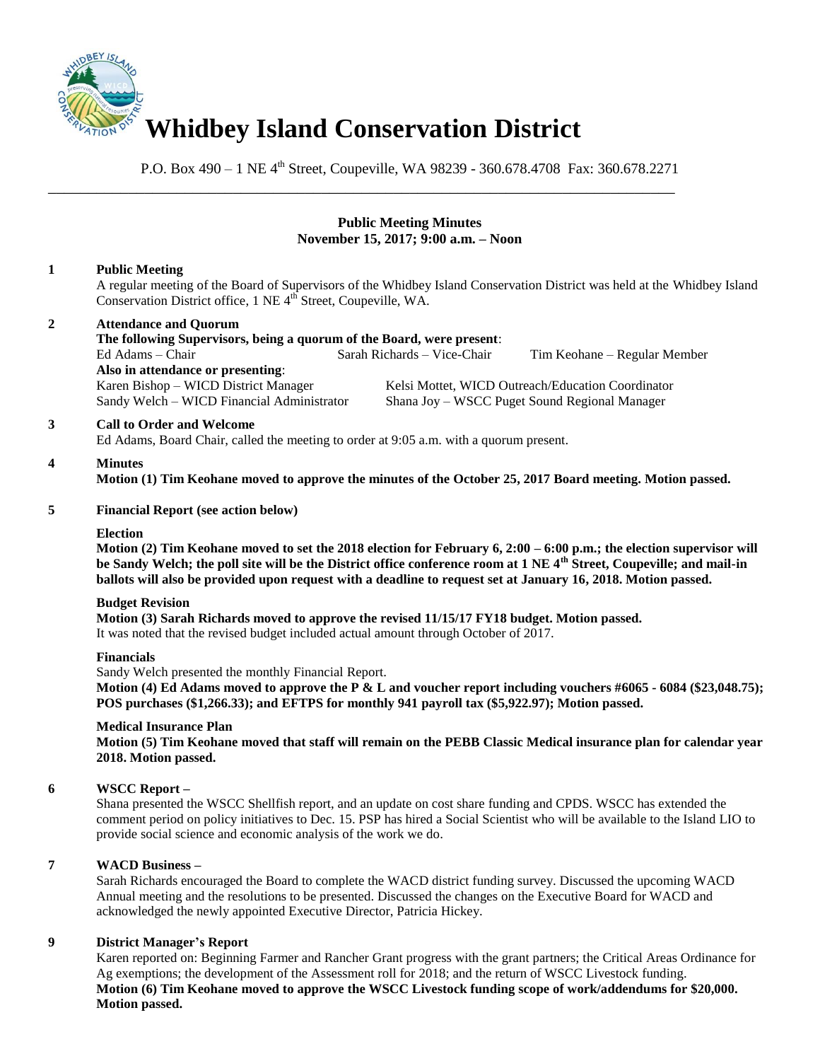# Whidbey Island Conservation District

P.O. Box 490 – 1 NE 4th Street, Coupeville, WA 98239 - 360.678.4708 Fax: 360.678.2271

---

**Public Meeting Minutes**
**November 15, 2017; 9:00 a.m. – Noon**

**1 Public Meeting**

A regular meeting of the Board of Supervisors of the Whidbey Island Conservation District was held at the Whidbey Island Conservation District office, 1 NE 4th Street, Coupeville, WA.

**2 Attendance and Quorum**

**The following Supervisors, being a quorum of the Board, were present**:

Ed Adams – Chair    Sarah Richards – Vice-Chair    Tim Keohane – Regular Member

**Also in attendance or presenting**:

Karen Bishop – WICD District Manager    Kelsi Mottet, WICD Outreach/Education Coordinator
Sandy Welch – WICD Financial Administrator    Shana Joy – WSCC Puget Sound Regional Manager

**3 Call to Order and Welcome**

Ed Adams, Board Chair, called the meeting to order at 9:05 a.m. with a quorum present.

**4 Minutes**

**Motion (1) Tim Keohane moved to approve the minutes of the October 25, 2017 Board meeting. Motion passed.**

**5 Financial Report (see action below)**

**Election**

**Motion (2) Tim Keohane moved to set the 2018 election for February 6, 2:00 – 6:00 p.m.; the election supervisor will be Sandy Welch; the poll site will be the District office conference room at 1 NE 4th Street, Coupeville; and mail-in ballots will also be provided upon request with a deadline to request set at January 16, 2018. Motion passed.**

**Budget Revision**

**Motion (3) Sarah Richards moved to approve the revised 11/15/17 FY18 budget. Motion passed.**
It was noted that the revised budget included actual amount through October of 2017.

**Financials**

Sandy Welch presented the monthly Financial Report.
**Motion (4) Ed Adams moved to approve the P & L and voucher report including vouchers #6065 - 6084 ($23,048.75); POS purchases ($1,266.33); and EFTPS for monthly 941 payroll tax ($5,922.97); Motion passed.**

**Medical Insurance Plan**

**Motion (5) Tim Keohane moved that staff will remain on the PEBB Classic Medical insurance plan for calendar year 2018. Motion passed.**

**6 WSCC Report –**

Shana presented the WSCC Shellfish report, and an update on cost share funding and CPDS. WSCC has extended the comment period on policy initiatives to Dec. 15. PSP has hired a Social Scientist who will be available to the Island LIO to provide social science and economic analysis of the work we do.

**7 WACD Business –**

Sarah Richards encouraged the Board to complete the WACD district funding survey. Discussed the upcoming WACD Annual meeting and the resolutions to be presented. Discussed the changes on the Executive Board for WACD and acknowledged the newly appointed Executive Director, Patricia Hickey.

**9 District Manager's Report**

Karen reported on: Beginning Farmer and Rancher Grant progress with the grant partners; the Critical Areas Ordinance for Ag exemptions; the development of the Assessment roll for 2018; and the return of WSCC Livestock funding.
**Motion (6) Tim Keohane moved to approve the WSCC Livestock funding scope of work/addendums for $20,000. Motion passed.**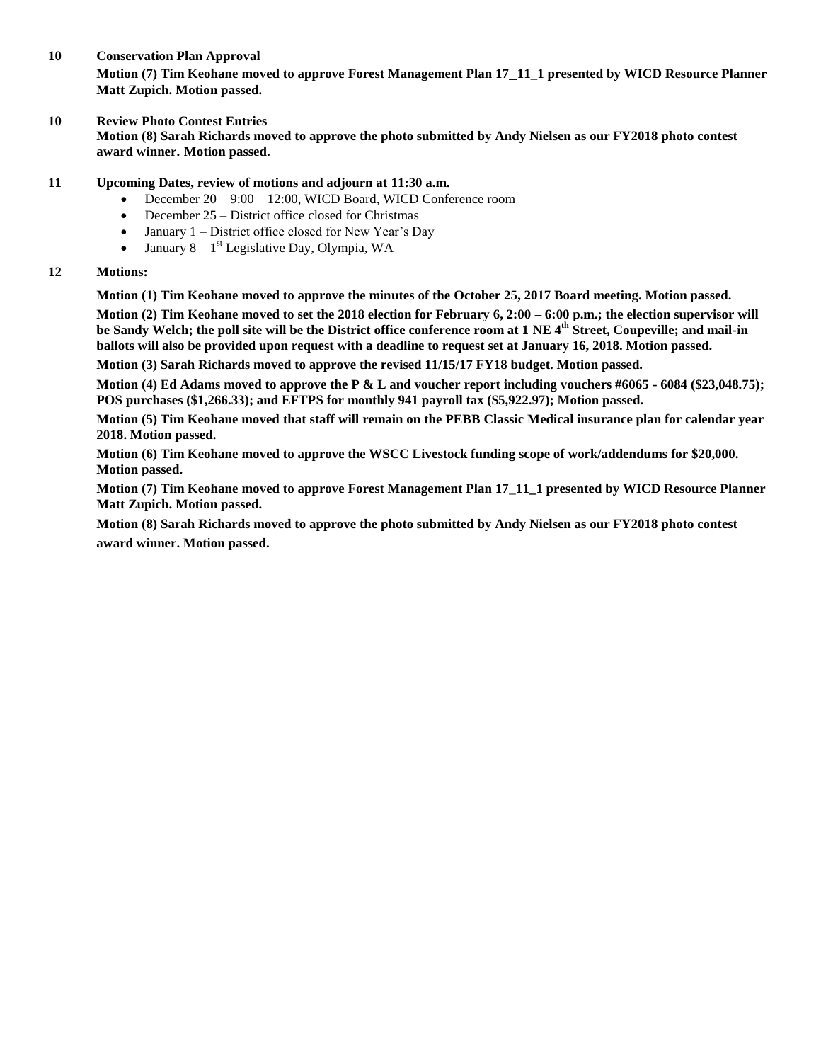**10 Conservation Plan Approval**

**Motion (7) Tim Keohane moved to approve Forest Management Plan 17_11_1 presented by WICD Resource Planner Matt Zupich. Motion passed.**

**10 Review Photo Contest Entries**

**Motion (8) Sarah Richards moved to approve the photo submitted by Andy Nielsen as our FY2018 photo contest award winner. Motion passed.**

**11 Upcoming Dates, review of motions and adjourn at 11:30 a.m.**

- December 20 – 9:00 – 12:00, WICD Board, WICD Conference room
- December 25 – District office closed for Christmas
- January 1 – District office closed for New Year's Day
- January 8 – 1st Legislative Day, Olympia, WA

**12 Motions:**

**Motion (1) Tim Keohane moved to approve the minutes of the October 25, 2017 Board meeting. Motion passed.**

**Motion (2) Tim Keohane moved to set the 2018 election for February 6, 2:00 – 6:00 p.m.; the election supervisor will be Sandy Welch; the poll site will be the District office conference room at 1 NE 4th Street, Coupeville; and mail-in ballots will also be provided upon request with a deadline to request set at January 16, 2018. Motion passed.**

**Motion (3) Sarah Richards moved to approve the revised 11/15/17 FY18 budget. Motion passed.**

**Motion (4) Ed Adams moved to approve the P & L and voucher report including vouchers #6065 - 6084 ($23,048.75); POS purchases ($1,266.33); and EFTPS for monthly 941 payroll tax ($5,922.97); Motion passed.**

**Motion (5) Tim Keohane moved that staff will remain on the PEBB Classic Medical insurance plan for calendar year 2018. Motion passed.**

**Motion (6) Tim Keohane moved to approve the WSCC Livestock funding scope of work/addendums for $20,000. Motion passed.**

**Motion (7) Tim Keohane moved to approve Forest Management Plan 17_11_1 presented by WICD Resource Planner Matt Zupich. Motion passed.**

**Motion (8) Sarah Richards moved to approve the photo submitted by Andy Nielsen as our FY2018 photo contest award winner. Motion passed.**